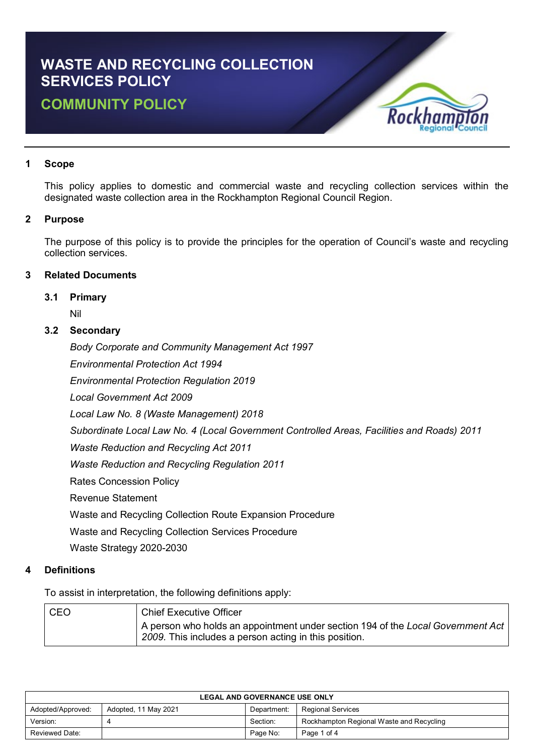# WASTE AND RECYCLING COLLECTION SERVICES POLICY

## COMMUNITY POLICY

## 1 Scope

This policy applies to domestic and commercial waste and recycling collection services within the designated waste collection area in the Rockhampton Regional Council Region.

## 2 Purpose

The purpose of this policy is to provide the principles for the operation of Council's waste and recycling collection services.

## 3 Related Documents

### 3.1 Primary

Nil

### 3.2 Secondary

*Body Corporate and Community Management Act 1997*

*Environmental Protection Act 1994*

*Environmental Protection Regulation 2019*

*Local Government Act 2009*

*Local Law No. 8 (Waste Management) 2018*

*Subordinate Local Law No. 4 (Local Government Controlled Areas, Facilities and Roads) 2011*

*Waste Reduction and Recycling Act 2011*

*Waste Reduction and Recycling Regulation 2011*

Rates Concession Policy

Revenue Statement

Waste and Recycling Collection Route Expansion Procedure

Waste and Recycling Collection Services Procedure

Waste Strategy 2020-2030

## 4 Definitions

To assist in interpretation, the following definitions apply:

| | |
|---|---|
| CEO | Chief Executive Officer<br>A person who holds an appointment under section 194 of the *Local Government Act 2009.* This includes a person acting in this position. |

| LEGAL AND GOVERNANCE USE ONLY | | | |
|---|---|---|---|
| Adopted/Approved: | Adopted, 11 May 2021 | Department: | Regional Services |
| Version: | 4 | Section: | Rockhampton Regional Waste and Recycling |
| Reviewed Date: | | Page No: | Page 1 of 4 |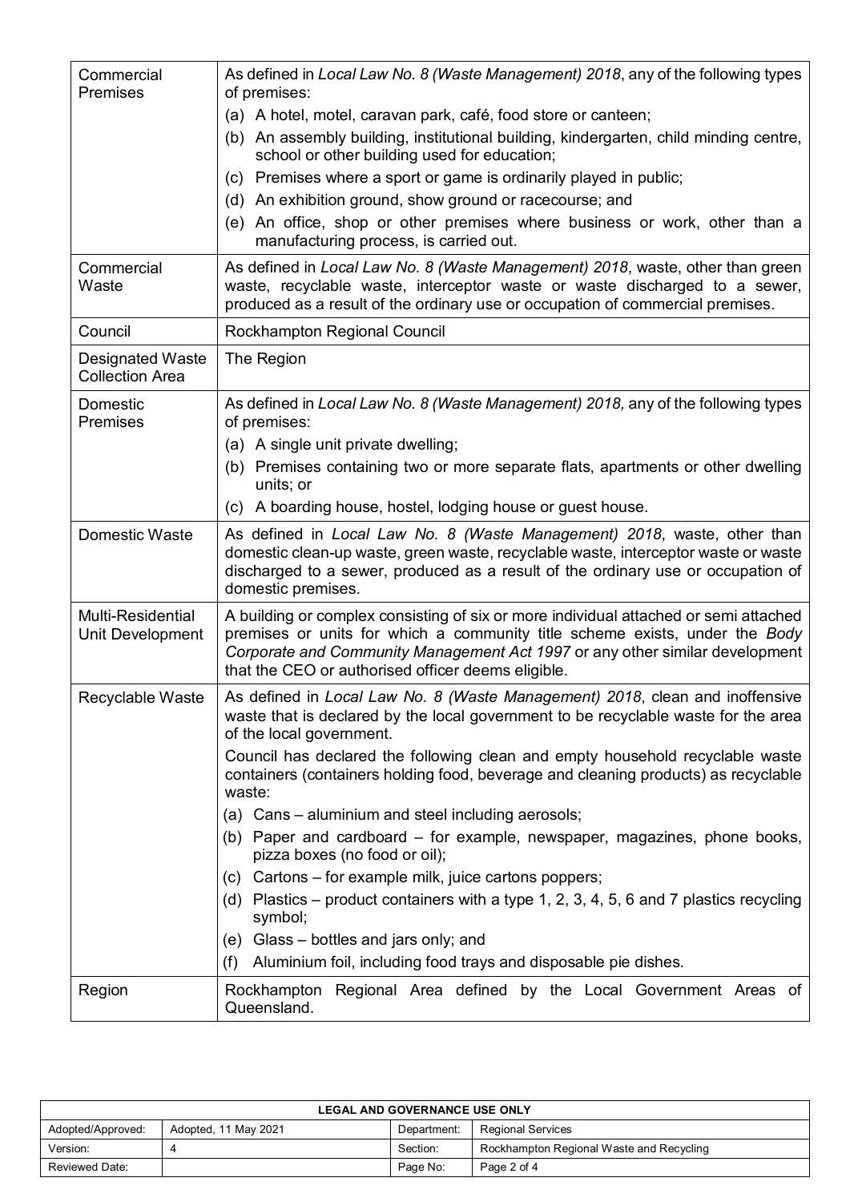| | |
|---|---|
| Commercial Premises | As defined in *Local Law No. 8 (Waste Management) 2018*, any of the following types of premises:<br>(a) A hotel, motel, caravan park, café, food store or canteen;<br>(b) An assembly building, institutional building, kindergarten, child minding centre, school or other building used for education;<br>(c) Premises where a sport or game is ordinarily played in public;<br>(d) An exhibition ground, show ground or racecourse; and<br>(e) An office, shop or other premises where business or work, other than a manufacturing process, is carried out. |
| Commercial Waste | As defined in *Local Law No. 8 (Waste Management) 2018*, waste, other than green waste, recyclable waste, interceptor waste or waste discharged to a sewer, produced as a result of the ordinary use or occupation of commercial premises. |
| Council | Rockhampton Regional Council |
| Designated Waste Collection Area | The Region |
| Domestic Premises | As defined in *Local Law No. 8 (Waste Management) 2018,* any of the following types of premises:<br>(a) A single unit private dwelling;<br>(b) Premises containing two or more separate flats, apartments or other dwelling units; or<br>(c) A boarding house, hostel, lodging house or guest house. |
| Domestic Waste | As defined in *Local Law No. 8 (Waste Management) 2018*, waste, other than domestic clean-up waste, green waste, recyclable waste, interceptor waste or waste discharged to a sewer, produced as a result of the ordinary use or occupation of domestic premises. |
| Multi-Residential Unit Development | A building or complex consisting of six or more individual attached or semi attached premises or units for which a community title scheme exists, under the *Body Corporate and Community Management Act 1997* or any other similar development that the CEO or authorised officer deems eligible. |
| Recyclable Waste | As defined in *Local Law No. 8 (Waste Management) 2018*, clean and inoffensive waste that is declared by the local government to be recyclable waste for the area of the local government.<br>Council has declared the following clean and empty household recyclable waste containers (containers holding food, beverage and cleaning products) as recyclable waste:<br>(a) Cans – aluminium and steel including aerosols;<br>(b) Paper and cardboard – for example, newspaper, magazines, phone books, pizza boxes (no food or oil);<br>(c) Cartons – for example milk, juice cartons poppers;<br>(d) Plastics – product containers with a type 1, 2, 3, 4, 5, 6 and 7 plastics recycling symbol;<br>(e) Glass – bottles and jars only; and<br>(f) Aluminium foil, including food trays and disposable pie dishes. |
| Region | Rockhampton Regional Area defined by the Local Government Areas of Queensland. |

| LEGAL AND GOVERNANCE USE ONLY | | | |
|---|---|---|---|
| Adopted/Approved: | Adopted, 11 May 2021 | Department: | Regional Services |
| Version: | 4 | Section: | Rockhampton Regional Waste and Recycling |
| Reviewed Date: | | Page No: | Page 2 of 4 |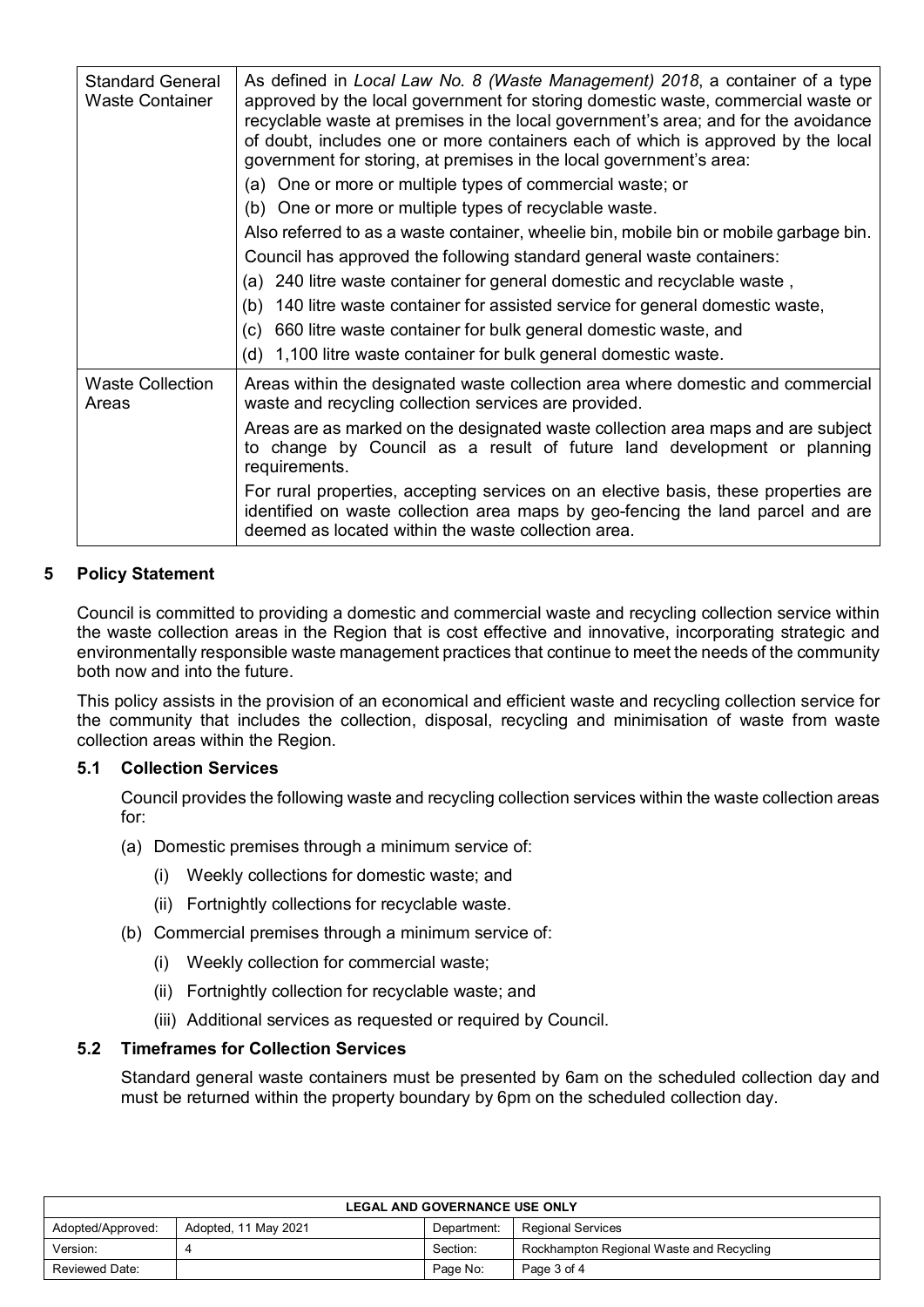| | |
|---|---|
| Standard General Waste Container | As defined in *Local Law No. 8 (Waste Management) 2018*, a container of a type approved by the local government for storing domestic waste, commercial waste or recyclable waste at premises in the local government's area; and for the avoidance of doubt, includes one or more containers each of which is approved by the local government for storing, at premises in the local government's area:<br>(a) One or more or multiple types of commercial waste; or<br>(b) One or more or multiple types of recyclable waste.<br>Also referred to as a waste container, wheelie bin, mobile bin or mobile garbage bin.<br>Council has approved the following standard general waste containers:<br>(a) 240 litre waste container for general domestic and recyclable waste ,<br>(b) 140 litre waste container for assisted service for general domestic waste,<br>(c) 660 litre waste container for bulk general domestic waste, and<br>(d) 1,100 litre waste container for bulk general domestic waste. |
| Waste Collection Areas | Areas within the designated waste collection area where domestic and commercial waste and recycling collection services are provided.<br>Areas are as marked on the designated waste collection area maps and are subject to change by Council as a result of future land development or planning requirements.<br>For rural properties, accepting services on an elective basis, these properties are identified on waste collection area maps by geo-fencing the land parcel and are deemed as located within the waste collection area. |

## 5 Policy Statement

Council is committed to providing a domestic and commercial waste and recycling collection service within the waste collection areas in the Region that is cost effective and innovative, incorporating strategic and environmentally responsible waste management practices that continue to meet the needs of the community both now and into the future.

This policy assists in the provision of an economical and efficient waste and recycling collection service for the community that includes the collection, disposal, recycling and minimisation of waste from waste collection areas within the Region.

### 5.1 Collection Services

Council provides the following waste and recycling collection services within the waste collection areas for:

(a) Domestic premises through a minimum service of:

- (i) Weekly collections for domestic waste; and
- (ii) Fortnightly collections for recyclable waste.

(b) Commercial premises through a minimum service of:

- (i) Weekly collection for commercial waste;
- (ii) Fortnightly collection for recyclable waste; and
- (iii) Additional services as requested or required by Council.

### 5.2 Timeframes for Collection Services

Standard general waste containers must be presented by 6am on the scheduled collection day and must be returned within the property boundary by 6pm on the scheduled collection day.

| LEGAL AND GOVERNANCE USE ONLY | | | |
|---|---|---|---|
| Adopted/Approved: | Adopted, 11 May 2021 | Department: | Regional Services |
| Version: | 4 | Section: | Rockhampton Regional Waste and Recycling |
| Reviewed Date: | | Page No: | Page 3 of 4 |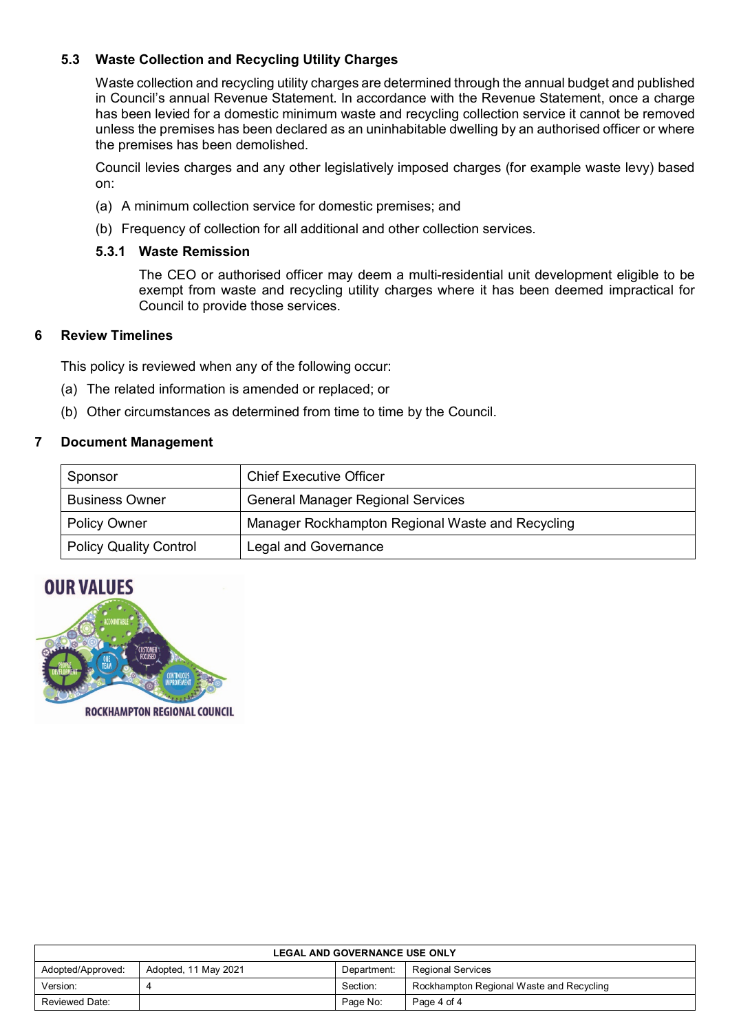### 5.3 Waste Collection and Recycling Utility Charges

Waste collection and recycling utility charges are determined through the annual budget and published in Council's annual Revenue Statement. In accordance with the Revenue Statement, once a charge has been levied for a domestic minimum waste and recycling collection service it cannot be removed unless the premises has been declared as an uninhabitable dwelling by an authorised officer or where the premises has been demolished.

Council levies charges and any other legislatively imposed charges (for example waste levy) based on:

(a) A minimum collection service for domestic premises; and

(b) Frequency of collection for all additional and other collection services.

#### 5.3.1 Waste Remission

The CEO or authorised officer may deem a multi-residential unit development eligible to be exempt from waste and recycling utility charges where it has been deemed impractical for Council to provide those services.

## 6 Review Timelines

This policy is reviewed when any of the following occur:

(a) The related information is amended or replaced; or

(b) Other circumstances as determined from time to time by the Council.

## 7 Document Management

| | |
|---|---|
| Sponsor | Chief Executive Officer |
| Business Owner | General Manager Regional Services |
| Policy Owner | Manager Rockhampton Regional Waste and Recycling |
| Policy Quality Control | Legal and Governance |

OUR VALUES

ACCOUNTABLE

CUSTOMER FOCUSED

ONE TEAM

PEOPLE DEVELOPMENT

CONTINUOUS IMPROVEMENT

ROCKHAMPTON REGIONAL COUNCIL

| LEGAL AND GOVERNANCE USE ONLY | | | |
|---|---|---|---|
| Adopted/Approved: | Adopted, 11 May 2021 | Department: | Regional Services |
| Version: | 4 | Section: | Rockhampton Regional Waste and Recycling |
| Reviewed Date: | | Page No: | Page 4 of 4 |